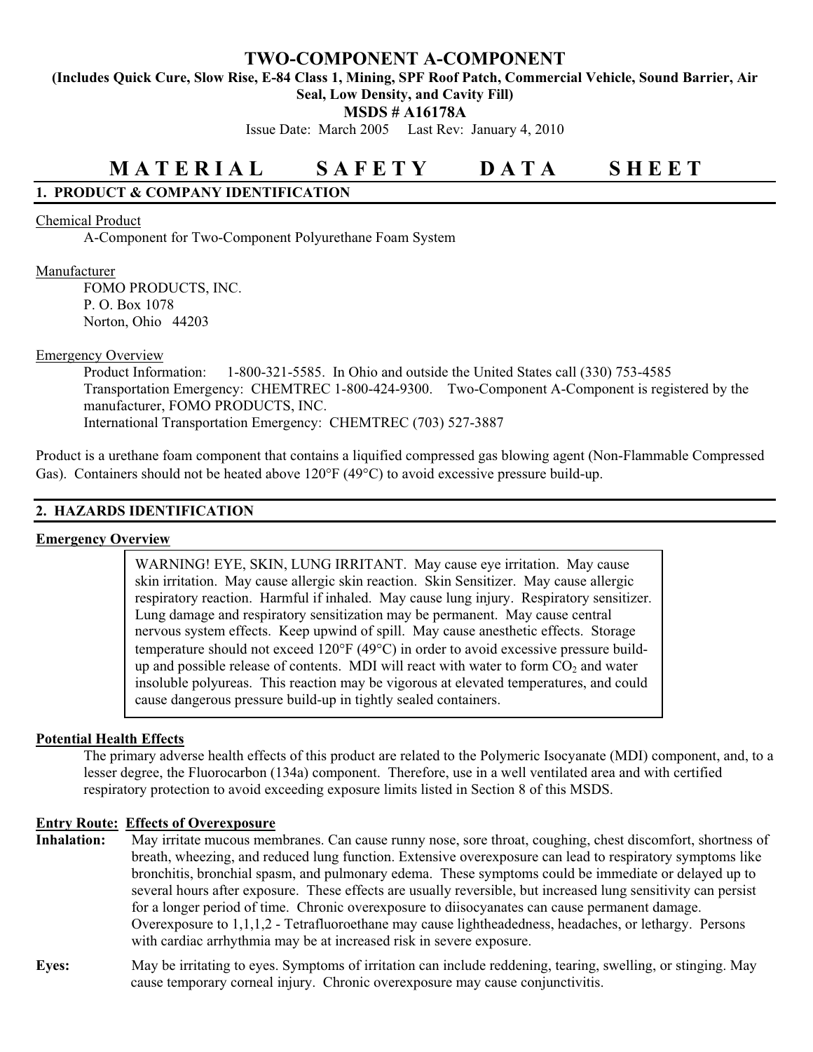# TWO-COMPONENT A-COMPONENT

**(Includes Quick Cure, Slow Rise, E-84 Class 1, Mining, SPF Roof Patch, Commercial Vehicle, Sound Barrier, Air Seal, Low Density, and Cavity Fill)**

**MSDS # A16178A**

Issue Date: March 2005 Last Rev: January 4, 2010

# M A T E R I A L S A F E T Y D A T A S H E E T

## 1. PRODUCT & COMPANY IDENTIFICATION

Chemical Product

A-Component for Two-Component Polyurethane Foam System

Manufacturer

FOMO PRODUCTS, INC.
P. O. Box 1078
Norton, Ohio 44203

Emergency Overview

Product Information: 1-800-321-5585. In Ohio and outside the United States call (330) 753-4585
Transportation Emergency: CHEMTREC 1-800-424-9300. Two-Component A-Component is registered by the manufacturer, FOMO PRODUCTS, INC.
International Transportation Emergency: CHEMTREC (703) 527-3887

Product is a urethane foam component that contains a liquified compressed gas blowing agent (Non-Flammable Compressed Gas). Containers should not be heated above 120°F (49°C) to avoid excessive pressure build-up.

## 2. HAZARDS IDENTIFICATION

**Emergency Overview**

> WARNING! EYE, SKIN, LUNG IRRITANT. May cause eye irritation. May cause skin irritation. May cause allergic skin reaction. Skin Sensitizer. May cause allergic respiratory reaction. Harmful if inhaled. May cause lung injury. Respiratory sensitizer. Lung damage and respiratory sensitization may be permanent. May cause central nervous system effects. Keep upwind of spill. May cause anesthetic effects. Storage temperature should not exceed 120°F (49°C) in order to avoid excessive pressure build-up and possible release of contents. MDI will react with water to form $CO_2$ and water insoluble polyureas. This reaction may be vigorous at elevated temperatures, and could cause dangerous pressure build-up in tightly sealed containers.

**Potential Health Effects**

The primary adverse health effects of this product are related to the Polymeric Isocyanate (MDI) component, and, to a lesser degree, the Fluorocarbon (134a) component. Therefore, use in a well ventilated area and with certified respiratory protection to avoid exceeding exposure limits listed in Section 8 of this MSDS.

**Entry Route: Effects of Overexposure**

**Inhalation:** May irritate mucous membranes. Can cause runny nose, sore throat, coughing, chest discomfort, shortness of breath, wheezing, and reduced lung function. Extensive overexposure can lead to respiratory symptoms like bronchitis, bronchial spasm, and pulmonary edema. These symptoms could be immediate or delayed up to several hours after exposure. These effects are usually reversible, but increased lung sensitivity can persist for a longer period of time. Chronic overexposure to diisocyanates can cause permanent damage. Overexposure to 1,1,1,2 - Tetrafluoroethane may cause lightheadedness, headaches, or lethargy. Persons with cardiac arrhythmia may be at increased risk in severe exposure.

**Eyes:** May be irritating to eyes. Symptoms of irritation can include reddening, tearing, swelling, or stinging. May cause temporary corneal injury. Chronic overexposure may cause conjunctivitis.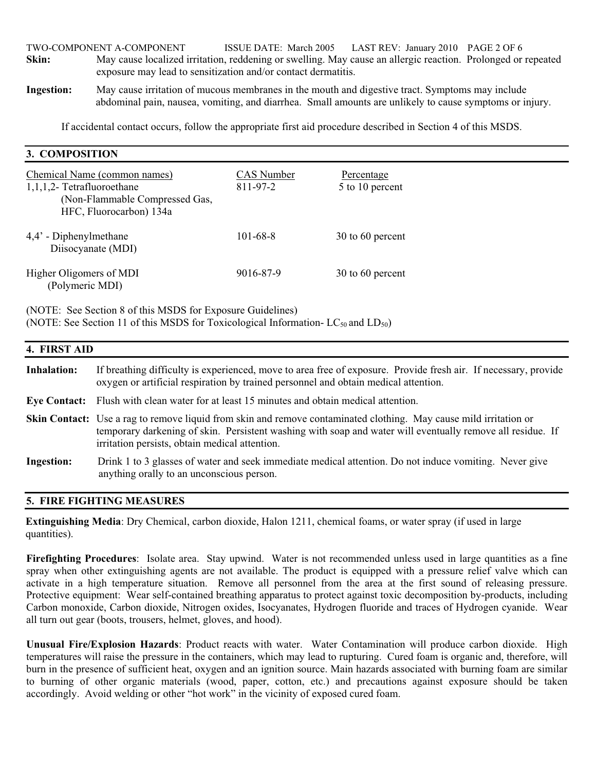**Skin:** May cause localized irritation, reddening or swelling. May cause an allergic reaction. Prolonged or repeated exposure may lead to sensitization and/or contact dermatitis.

**Ingestion:** May cause irritation of mucous membranes in the mouth and digestive tract. Symptoms may include abdominal pain, nausea, vomiting, and diarrhea. Small amounts are unlikely to cause symptoms or injury.

If accidental contact occurs, follow the appropriate first aid procedure described in Section 4 of this MSDS.

## 3. COMPOSITION

| Chemical Name (common names) | CAS Number | Percentage |
|---|---|---|
| 1,1,1,2- Tetrafluoroethane (Non-Flammable Compressed Gas, HFC, Fluorocarbon) 134a | 811-97-2 | 5 to 10 percent |
| 4,4' - Diphenylmethane Diisocyanate (MDI) | 101-68-8 | 30 to 60 percent |
| Higher Oligomers of MDI (Polymeric MDI) | 9016-87-9 | 30 to 60 percent |

(NOTE: See Section 8 of this MSDS for Exposure Guidelines)
(NOTE: See Section 11 of this MSDS for Toxicological Information- $LC_{50}$ and $LD_{50}$)

## 4. FIRST AID

**Inhalation:** If breathing difficulty is experienced, move to area free of exposure. Provide fresh air. If necessary, provide oxygen or artificial respiration by trained personnel and obtain medical attention.

**Eye Contact:** Flush with clean water for at least 15 minutes and obtain medical attention.

**Skin Contact:** Use a rag to remove liquid from skin and remove contaminated clothing. May cause mild irritation or temporary darkening of skin. Persistent washing with soap and water will eventually remove all residue. If irritation persists, obtain medical attention.

**Ingestion:** Drink 1 to 3 glasses of water and seek immediate medical attention. Do not induce vomiting. Never give anything orally to an unconscious person.

## 5. FIRE FIGHTING MEASURES

**Extinguishing Media**: Dry Chemical, carbon dioxide, Halon 1211, chemical foams, or water spray (if used in large quantities).

**Firefighting Procedures**: Isolate area. Stay upwind. Water is not recommended unless used in large quantities as a fine spray when other extinguishing agents are not available. The product is equipped with a pressure relief valve which can activate in a high temperature situation. Remove all personnel from the area at the first sound of releasing pressure. Protective equipment: Wear self-contained breathing apparatus to protect against toxic decomposition by-products, including Carbon monoxide, Carbon dioxide, Nitrogen oxides, Isocyanates, Hydrogen fluoride and traces of Hydrogen cyanide. Wear all turn out gear (boots, trousers, helmet, gloves, and hood).

**Unusual Fire/Explosion Hazards**: Product reacts with water. Water Contamination will produce carbon dioxide. High temperatures will raise the pressure in the containers, which may lead to rupturing. Cured foam is organic and, therefore, will burn in the presence of sufficient heat, oxygen and an ignition source. Main hazards associated with burning foam are similar to burning of other organic materials (wood, paper, cotton, etc.) and precautions against exposure should be taken accordingly. Avoid welding or other "hot work" in the vicinity of exposed cured foam.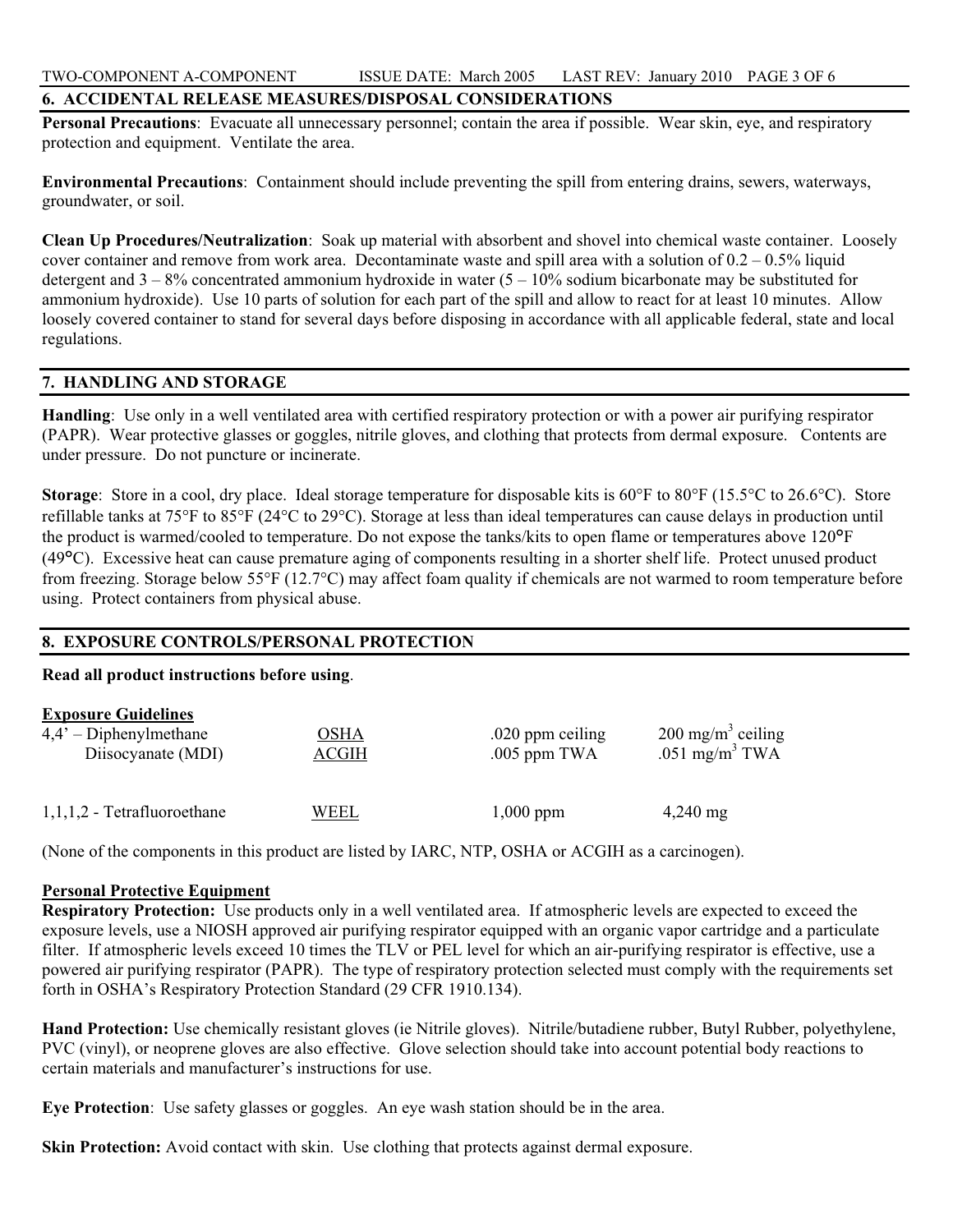## 6. ACCIDENTAL RELEASE MEASURES/DISPOSAL CONSIDERATIONS

**Personal Precautions**: Evacuate all unnecessary personnel; contain the area if possible. Wear skin, eye, and respiratory protection and equipment. Ventilate the area.

**Environmental Precautions**: Containment should include preventing the spill from entering drains, sewers, waterways, groundwater, or soil.

**Clean Up Procedures/Neutralization**: Soak up material with absorbent and shovel into chemical waste container. Loosely cover container and remove from work area. Decontaminate waste and spill area with a solution of 0.2 – 0.5% liquid detergent and 3 – 8% concentrated ammonium hydroxide in water (5 – 10% sodium bicarbonate may be substituted for ammonium hydroxide). Use 10 parts of solution for each part of the spill and allow to react for at least 10 minutes. Allow loosely covered container to stand for several days before disposing in accordance with all applicable federal, state and local regulations.

## 7. HANDLING AND STORAGE

**Handling**: Use only in a well ventilated area with certified respiratory protection or with a power air purifying respirator (PAPR). Wear protective glasses or goggles, nitrile gloves, and clothing that protects from dermal exposure. Contents are under pressure. Do not puncture or incinerate.

**Storage**: Store in a cool, dry place. Ideal storage temperature for disposable kits is 60°F to 80°F (15.5°C to 26.6°C). Store refillable tanks at 75°F to 85°F (24°C to 29°C). Storage at less than ideal temperatures can cause delays in production until the product is warmed/cooled to temperature. Do not expose the tanks/kits to open flame or temperatures above 120°F (49°C). Excessive heat can cause premature aging of components resulting in a shorter shelf life. Protect unused product from freezing. Storage below 55°F (12.7°C) may affect foam quality if chemicals are not warmed to room temperature before using. Protect containers from physical abuse.

## 8. EXPOSURE CONTROLS/PERSONAL PROTECTION

**Read all product instructions before using**.

**Exposure Guidelines**

| | | | |
|---|---|---|---|
| 4,4' – Diphenylmethane Diisocyanate (MDI) | OSHA | .020 ppm ceiling | 200 mg/m$^3$ ceiling |
| | ACGIH | .005 ppm TWA | .051 mg/m$^3$ TWA |
| 1,1,1,2 - Tetrafluoroethane | WEEL | 1,000 ppm | 4,240 mg |

(None of the components in this product are listed by IARC, NTP, OSHA or ACGIH as a carcinogen).

**Personal Protective Equipment**

**Respiratory Protection:** Use products only in a well ventilated area. If atmospheric levels are expected to exceed the exposure levels, use a NIOSH approved air purifying respirator equipped with an organic vapor cartridge and a particulate filter. If atmospheric levels exceed 10 times the TLV or PEL level for which an air-purifying respirator is effective, use a powered air purifying respirator (PAPR). The type of respiratory protection selected must comply with the requirements set forth in OSHA's Respiratory Protection Standard (29 CFR 1910.134).

**Hand Protection:** Use chemically resistant gloves (ie Nitrile gloves). Nitrile/butadiene rubber, Butyl Rubber, polyethylene, PVC (vinyl), or neoprene gloves are also effective. Glove selection should take into account potential body reactions to certain materials and manufacturer's instructions for use.

**Eye Protection**: Use safety glasses or goggles. An eye wash station should be in the area.

**Skin Protection:** Avoid contact with skin. Use clothing that protects against dermal exposure.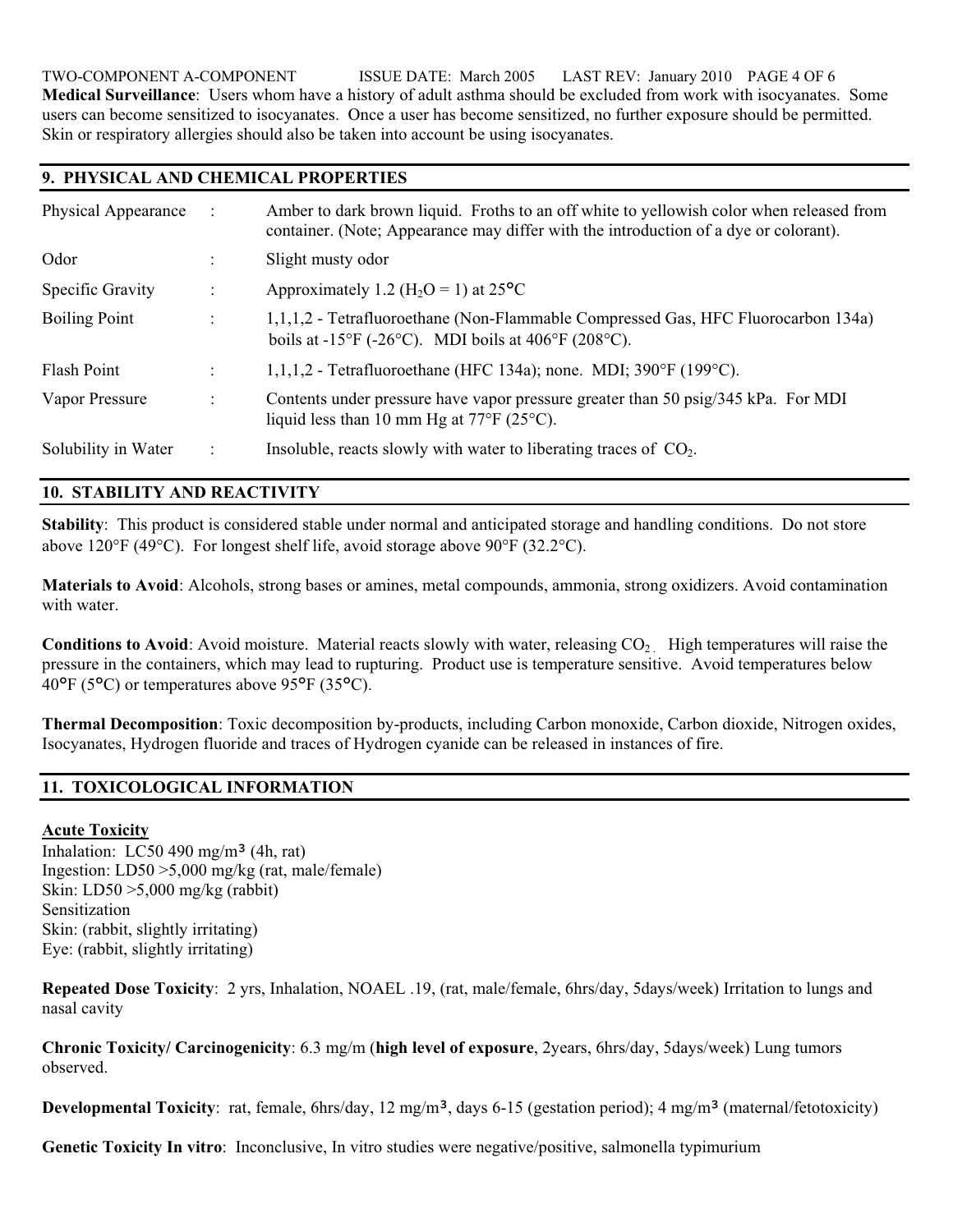**Medical Surveillance**: Users whom have a history of adult asthma should be excluded from work with isocyanates. Some users can become sensitized to isocyanates. Once a user has become sensitized, no further exposure should be permitted. Skin or respiratory allergies should also be taken into account be using isocyanates.

## 9. PHYSICAL AND CHEMICAL PROPERTIES

| | | |
|---|---|---|
| Physical Appearance | : | Amber to dark brown liquid. Froths to an off white to yellowish color when released from container. (Note; Appearance may differ with the introduction of a dye or colorant). |
| Odor | : | Slight musty odor |
| Specific Gravity | : | Approximately 1.2 ($H_2O$ = 1) at 25°C |
| Boiling Point | : | 1,1,1,2 - Tetrafluoroethane (Non-Flammable Compressed Gas, HFC Fluorocarbon 134a) boils at -15°F (-26°C). MDI boils at 406°F (208°C). |
| Flash Point | : | 1,1,1,2 - Tetrafluoroethane (HFC 134a); none. MDI; 390°F (199°C). |
| Vapor Pressure | : | Contents under pressure have vapor pressure greater than 50 psig/345 kPa. For MDI liquid less than 10 mm Hg at 77°F (25°C). |
| Solubility in Water | : | Insoluble, reacts slowly with water to liberating traces of $CO_2$. |

## 10. STABILITY AND REACTIVITY

**Stability**: This product is considered stable under normal and anticipated storage and handling conditions. Do not store above 120°F (49°C). For longest shelf life, avoid storage above 90°F (32.2°C).

**Materials to Avoid**: Alcohols, strong bases or amines, metal compounds, ammonia, strong oxidizers. Avoid contamination with water.

**Conditions to Avoid**: Avoid moisture. Material reacts slowly with water, releasing $CO_2$. High temperatures will raise the pressure in the containers, which may lead to rupturing. Product use is temperature sensitive. Avoid temperatures below 40°F (5°C) or temperatures above 95°F (35°C).

**Thermal Decomposition**: Toxic decomposition by-products, including Carbon monoxide, Carbon dioxide, Nitrogen oxides, Isocyanates, Hydrogen fluoride and traces of Hydrogen cyanide can be released in instances of fire.

## 11. TOXICOLOGICAL INFORMATION

**Acute Toxicity**

Inhalation: LC50 490 mg/m³ (4h, rat)
Ingestion: LD50 >5,000 mg/kg (rat, male/female)
Skin: LD50 >5,000 mg/kg (rabbit)
Sensitization
Skin: (rabbit, slightly irritating)
Eye: (rabbit, slightly irritating)

**Repeated Dose Toxicity**: 2 yrs, Inhalation, NOAEL .19, (rat, male/female, 6hrs/day, 5days/week) Irritation to lungs and nasal cavity

**Chronic Toxicity/ Carcinogenicity**: 6.3 mg/m (**high level of exposure**, 2years, 6hrs/day, 5days/week) Lung tumors observed.

**Developmental Toxicity**: rat, female, 6hrs/day, 12 mg/m³, days 6-15 (gestation period); 4 mg/m³ (maternal/fetotoxicity)

**Genetic Toxicity In vitro**: Inconclusive, In vitro studies were negative/positive, salmonella typimurium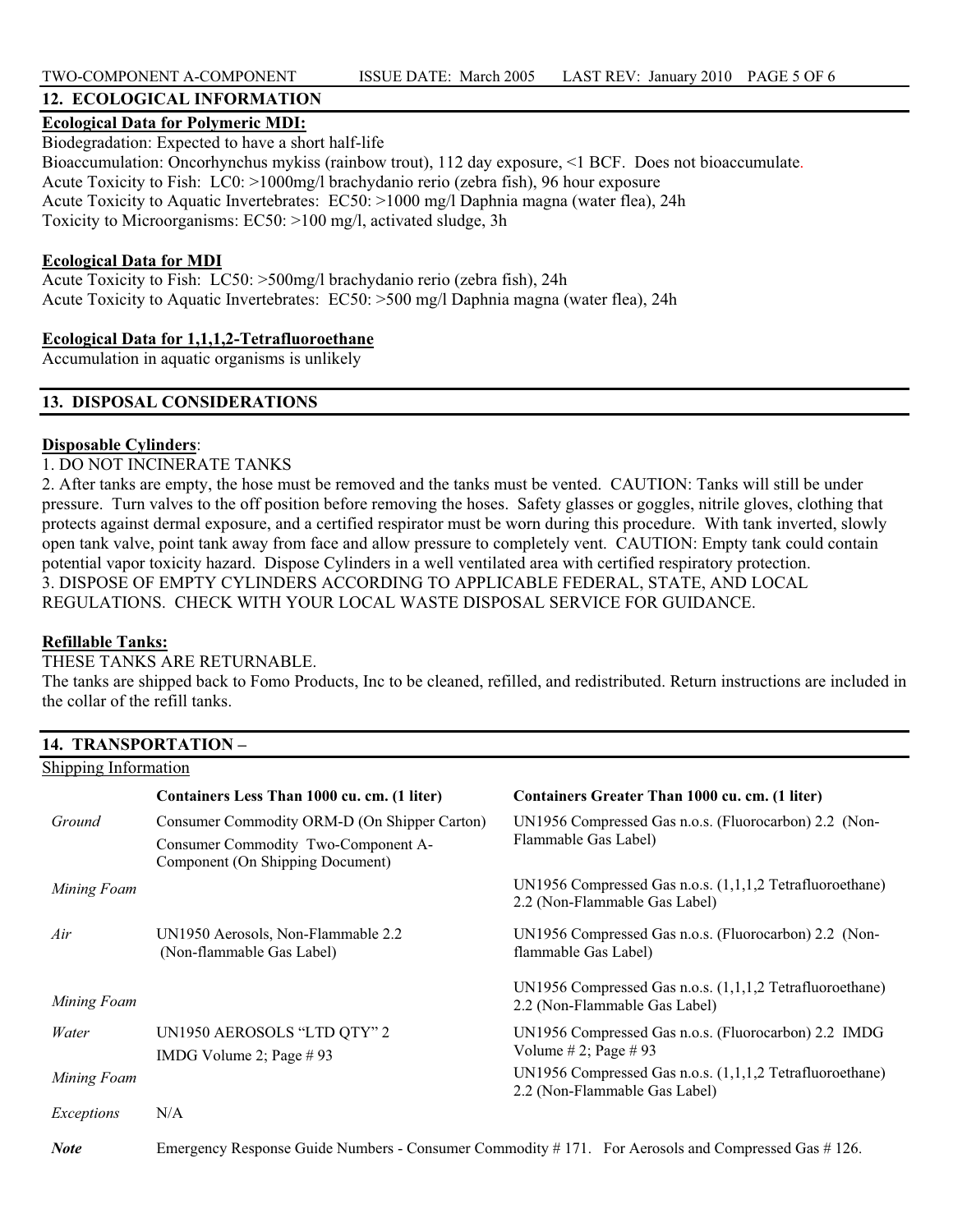## 12. ECOLOGICAL INFORMATION

**Ecological Data for Polymeric MDI:**

Biodegradation: Expected to have a short half-life
Bioaccumulation: Oncorhynchus mykiss (rainbow trout), 112 day exposure, <1 BCF. Does not bioaccumulate.
Acute Toxicity to Fish: LC0: >1000mg/l brachydanio rerio (zebra fish), 96 hour exposure
Acute Toxicity to Aquatic Invertebrates: EC50: >1000 mg/l Daphnia magna (water flea), 24h
Toxicity to Microorganisms: EC50: >100 mg/l, activated sludge, 3h

**Ecological Data for MDI**

Acute Toxicity to Fish: LC50: >500mg/l brachydanio rerio (zebra fish), 24h
Acute Toxicity to Aquatic Invertebrates: EC50: >500 mg/l Daphnia magna (water flea), 24h

**Ecological Data for 1,1,1,2-Tetrafluoroethane**

Accumulation in aquatic organisms is unlikely

## 13. DISPOSAL CONSIDERATIONS

**Disposable Cylinders**:

1. DO NOT INCINERATE TANKS
2. After tanks are empty, the hose must be removed and the tanks must be vented. CAUTION: Tanks will still be under pressure. Turn valves to the off position before removing the hoses. Safety glasses or goggles, nitrile gloves, clothing that protects against dermal exposure, and a certified respirator must be worn during this procedure. With tank inverted, slowly open tank valve, point tank away from face and allow pressure to completely vent. CAUTION: Empty tank could contain potential vapor toxicity hazard. Dispose Cylinders in a well ventilated area with certified respiratory protection.
3. DISPOSE OF EMPTY CYLINDERS ACCORDING TO APPLICABLE FEDERAL, STATE, AND LOCAL REGULATIONS. CHECK WITH YOUR LOCAL WASTE DISPOSAL SERVICE FOR GUIDANCE.

**Refillable Tanks:**

THESE TANKS ARE RETURNABLE.
The tanks are shipped back to Fomo Products, Inc to be cleaned, refilled, and redistributed. Return instructions are included in the collar of the refill tanks.

## 14. TRANSPORTATION –

Shipping Information

| | Containers Less Than 1000 cu. cm. (1 liter) | Containers Greater Than 1000 cu. cm. (1 liter) |
|---|---|---|
| *Ground* | Consumer Commodity ORM-D (On Shipper Carton)<br>Consumer Commodity Two-Component A-Component (On Shipping Document) | UN1956 Compressed Gas n.o.s. (Fluorocarbon) 2.2 (Non-Flammable Gas Label) |
| *Mining Foam* | | UN1956 Compressed Gas n.o.s. (1,1,1,2 Tetrafluoroethane) 2.2 (Non-Flammable Gas Label) |
| *Air* | UN1950 Aerosols, Non-Flammable 2.2 (Non-flammable Gas Label) | UN1956 Compressed Gas n.o.s. (Fluorocarbon) 2.2 (Non-flammable Gas Label) |
| *Mining Foam* | | UN1956 Compressed Gas n.o.s. (1,1,1,2 Tetrafluoroethane) 2.2 (Non-Flammable Gas Label) |
| *Water* | UN1950 AEROSOLS "LTD QTY" 2<br>IMDG Volume 2; Page # 93 | UN1956 Compressed Gas n.o.s. (Fluorocarbon) 2.2 IMDG Volume # 2; Page # 93 |
| *Mining Foam* | | UN1956 Compressed Gas n.o.s. (1,1,1,2 Tetrafluoroethane) 2.2 (Non-Flammable Gas Label) |
| *Exceptions* | N/A | |

***Note*** Emergency Response Guide Numbers - Consumer Commodity # 171. For Aerosols and Compressed Gas # 126.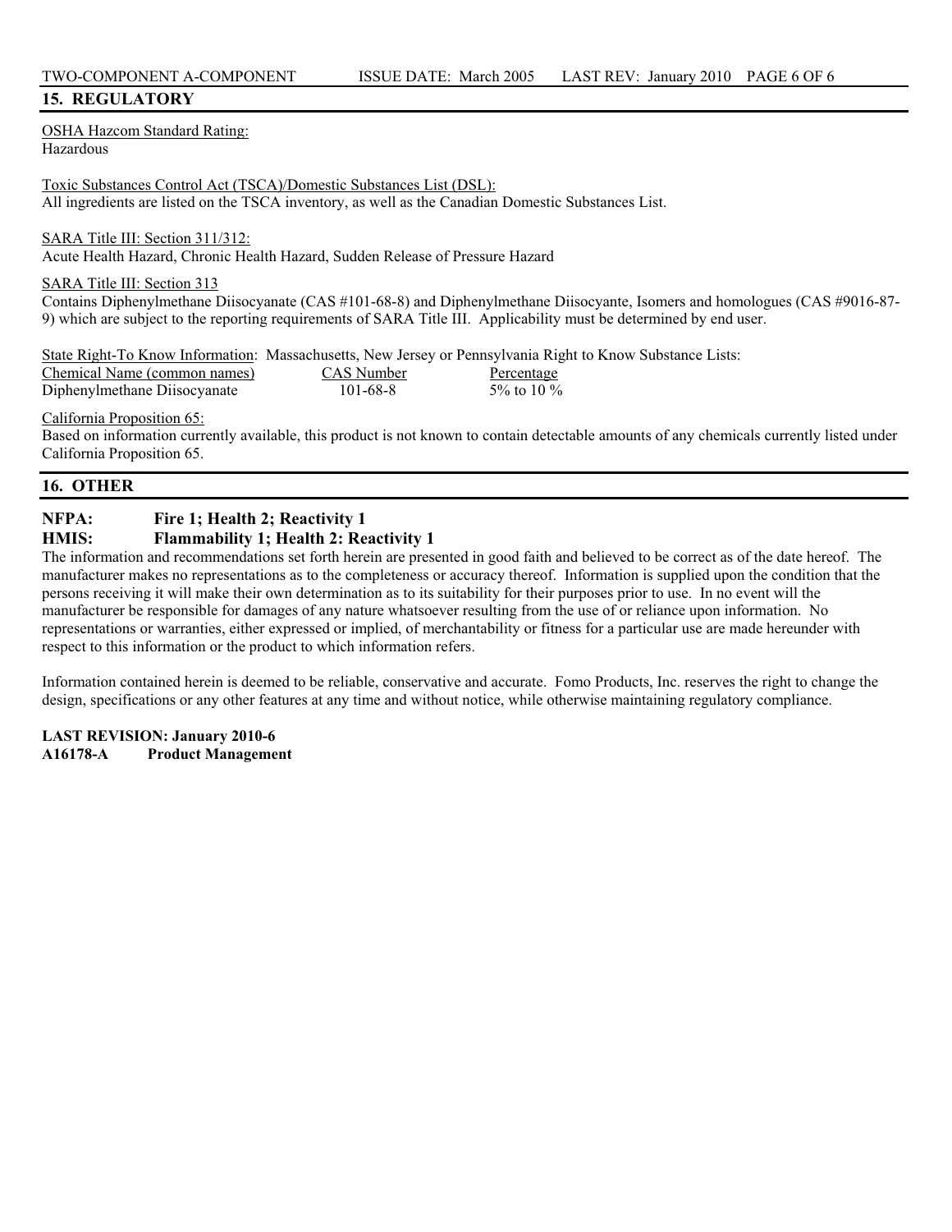## 15. REGULATORY

OSHA Hazcom Standard Rating:
Hazardous

Toxic Substances Control Act (TSCA)/Domestic Substances List (DSL):
All ingredients are listed on the TSCA inventory, as well as the Canadian Domestic Substances List.

SARA Title III: Section 311/312:
Acute Health Hazard, Chronic Health Hazard, Sudden Release of Pressure Hazard

SARA Title III: Section 313
Contains Diphenylmethane Diisocyanate (CAS #101-68-8) and Diphenylmethane Diisocyante, Isomers and homologues (CAS #9016-87-9) which are subject to the reporting requirements of SARA Title III. Applicability must be determined by end user.

State Right-To Know Information: Massachusetts, New Jersey or Pennsylvania Right to Know Substance Lists:

| Chemical Name (common names) | CAS Number | Percentage |
|---|---|---|
| Diphenylmethane Diisocyanate | 101-68-8 | 5% to 10 % |

California Proposition 65:
Based on information currently available, this product is not known to contain detectable amounts of any chemicals currently listed under California Proposition 65.

## 16. OTHER

**NFPA: Fire 1; Health 2; Reactivity 1**
**HMIS: Flammability 1; Health 2: Reactivity 1**

The information and recommendations set forth herein are presented in good faith and believed to be correct as of the date hereof. The manufacturer makes no representations as to the completeness or accuracy thereof. Information is supplied upon the condition that the persons receiving it will make their own determination as to its suitability for their purposes prior to use. In no event will the manufacturer be responsible for damages of any nature whatsoever resulting from the use of or reliance upon information. No representations or warranties, either expressed or implied, of merchantability or fitness for a particular use are made hereunder with respect to this information or the product to which information refers.

Information contained herein is deemed to be reliable, conservative and accurate. Fomo Products, Inc. reserves the right to change the design, specifications or any other features at any time and without notice, while otherwise maintaining regulatory compliance.

**LAST REVISION: January 2010-6**
**A16178-A Product Management**